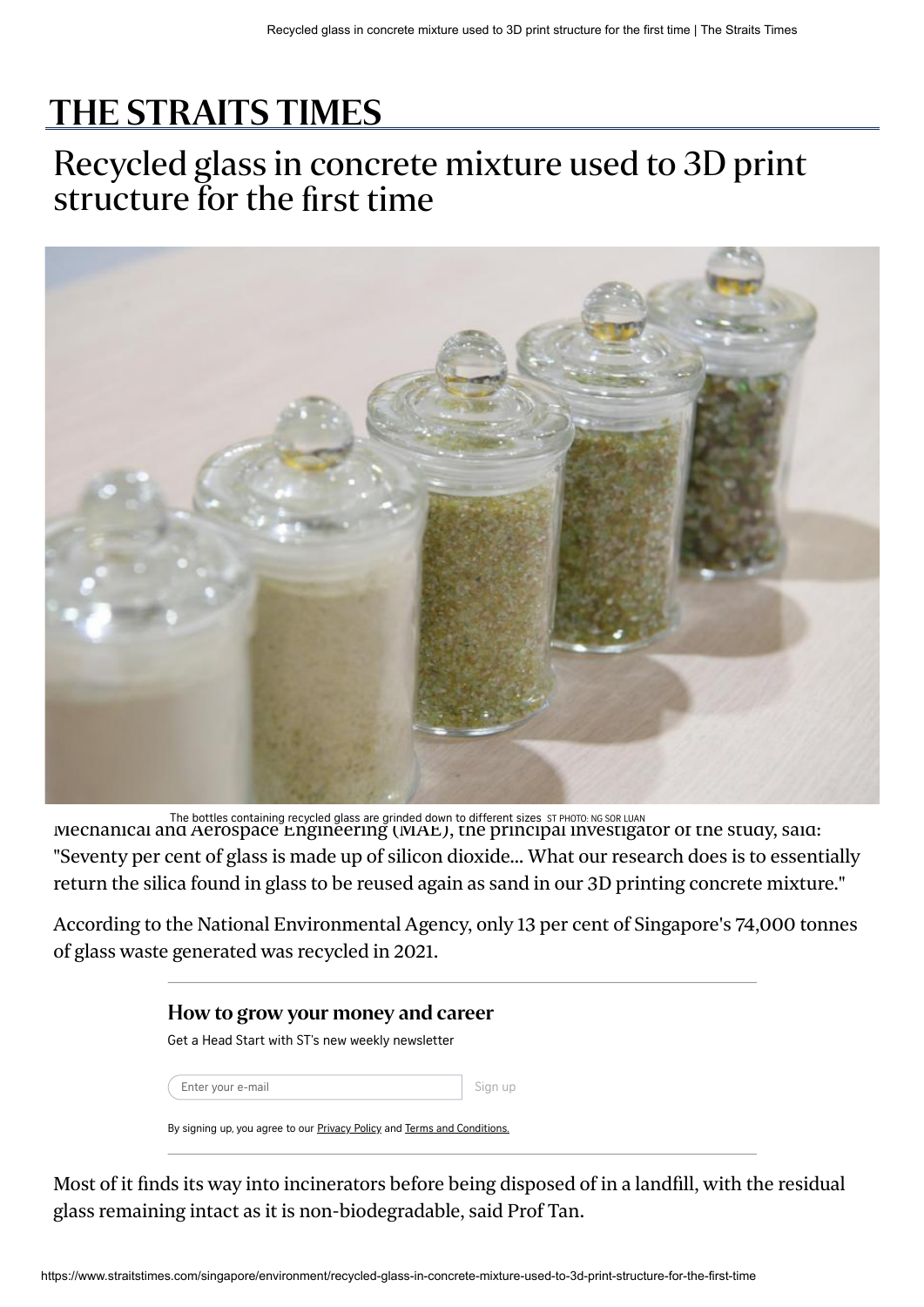# THE STRAITS TIMES

# Recycled glass in concrete mixture used to 3D print structure for the first time

The bottles containing recycled glass are grinded down to different sizes ST PHOTO: NG SOR LUAN

Mechanical and Aerospace Engineering (MAE), the principal investigator of the study, said: "Seventy per cent of glass is made up of silicon dioxide... What our research does is to essentially return the silica found in glass to be reused again as sand in our 3D printing concrete mixture."

According to the National Environmental Agency, only 13 per cent of Singapore's 74,000 tonnes of glass waste generated was recycled in 2021.

**How to grow your money and career**

Get a Head Start with ST's new weekly newsletter

Enter your e-mail Sign up

By signing up, you agree to our Privacy Policy and Terms and Conditions.

Most of it finds its way into incinerators before being disposed of in a landfill, with the residual glass remaining intact as it is non-biodegradable, said Prof Tan.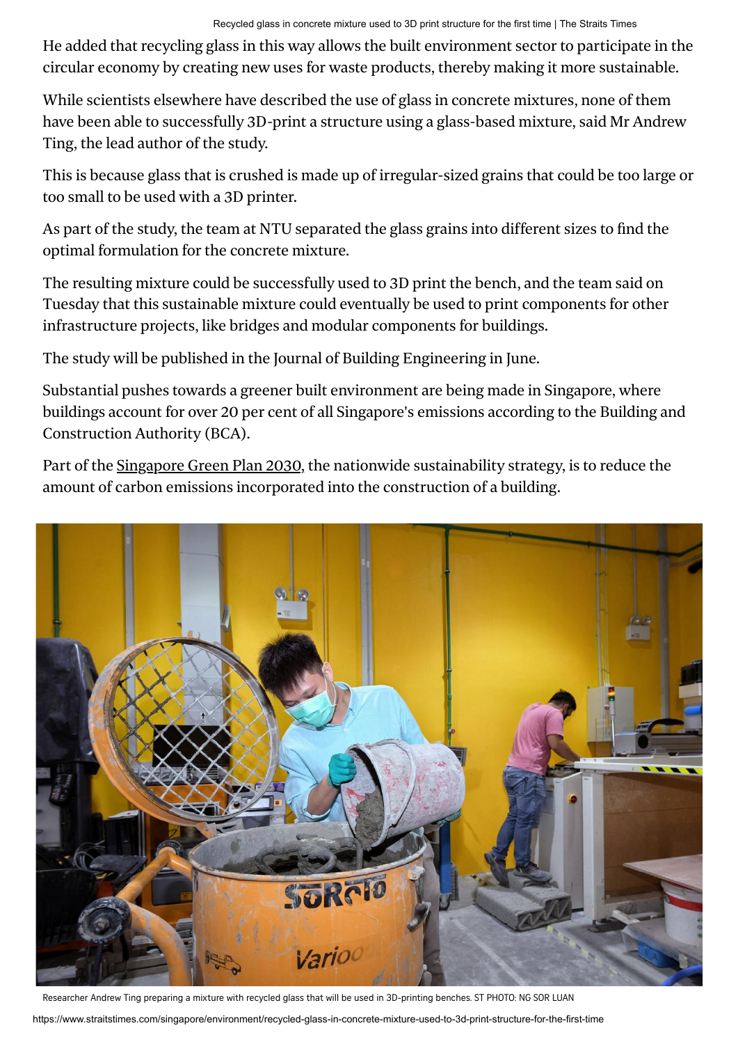He added that recycling glass in this way allows the built environment sector to participate in the circular economy by creating new uses for waste products, thereby making it more sustainable.

While scientists elsewhere have described the use of glass in concrete mixtures, none of them have been able to successfully 3D-print a structure using a glass-based mixture, said Mr Andrew Ting, the lead author of the study.

This is because glass that is crushed is made up of irregular-sized grains that could be too large or too small to be used with a 3D printer.

As part of the study, the team at NTU separated the glass grains into different sizes to find the optimal formulation for the concrete mixture.

The resulting mixture could be successfully used to 3D print the bench, and the team said on Tuesday that this sustainable mixture could eventually be used to print components for other infrastructure projects, like bridges and modular components for buildings.

The study will be published in the Journal of Building Engineering in June.

Substantial pushes towards a greener built environment are being made in Singapore, where buildings account for over 20 per cent of all Singapore's emissions according to the Building and Construction Authority (BCA).

Part of the Singapore Green Plan 2030, the nationwide sustainability strategy, is to reduce the amount of carbon emissions incorporated into the construction of a building.

Researcher Andrew Ting preparing a mixture with recycled glass that will be used in 3D-printing benches. ST PHOTO: NG SOR LUAN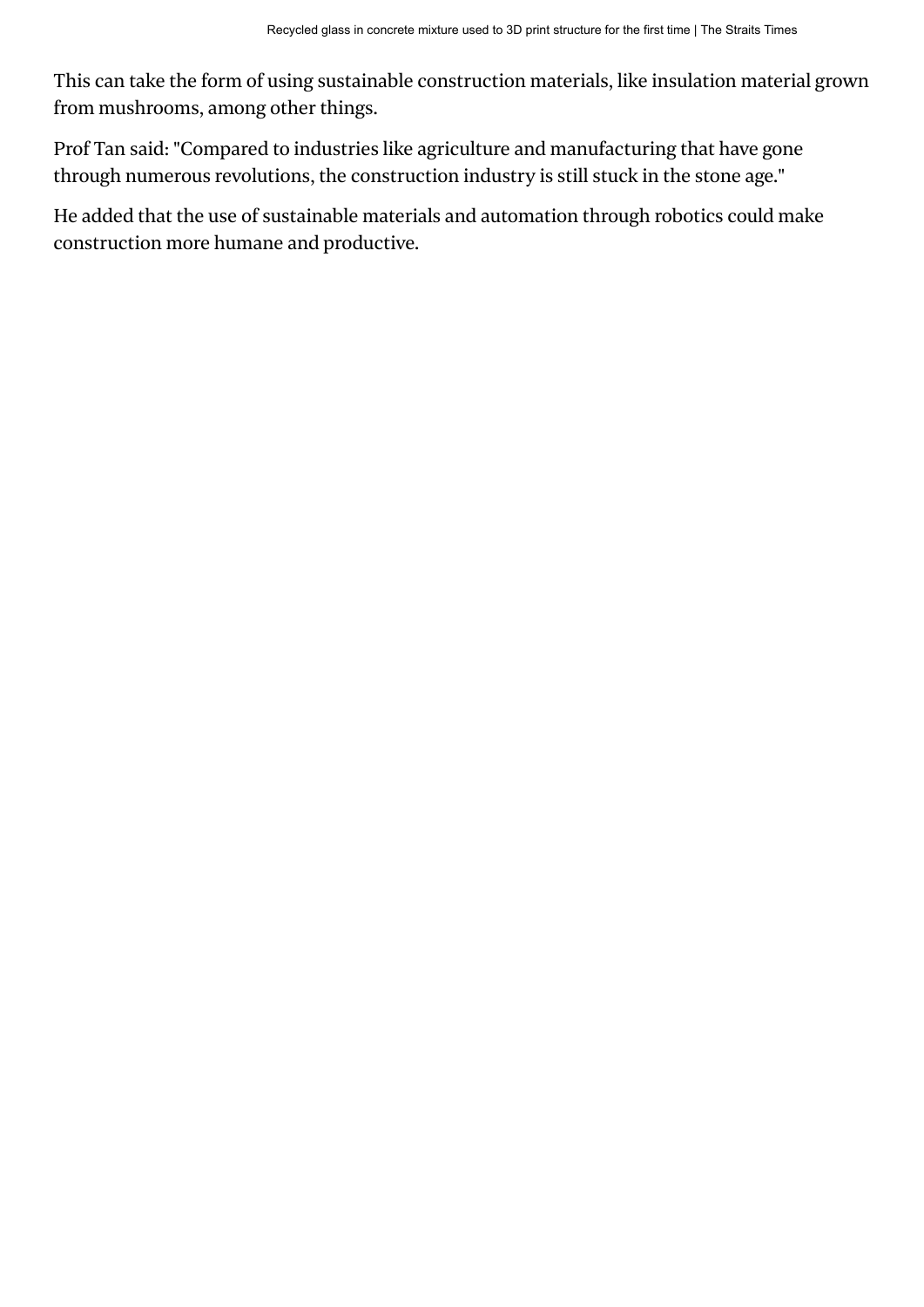This can take the form of using sustainable construction materials, like insulation material grown from mushrooms, among other things.

Prof Tan said: "Compared to industries like agriculture and manufacturing that have gone through numerous revolutions, the construction industry is still stuck in the stone age."

He added that the use of sustainable materials and automation through robotics could make construction more humane and productive.